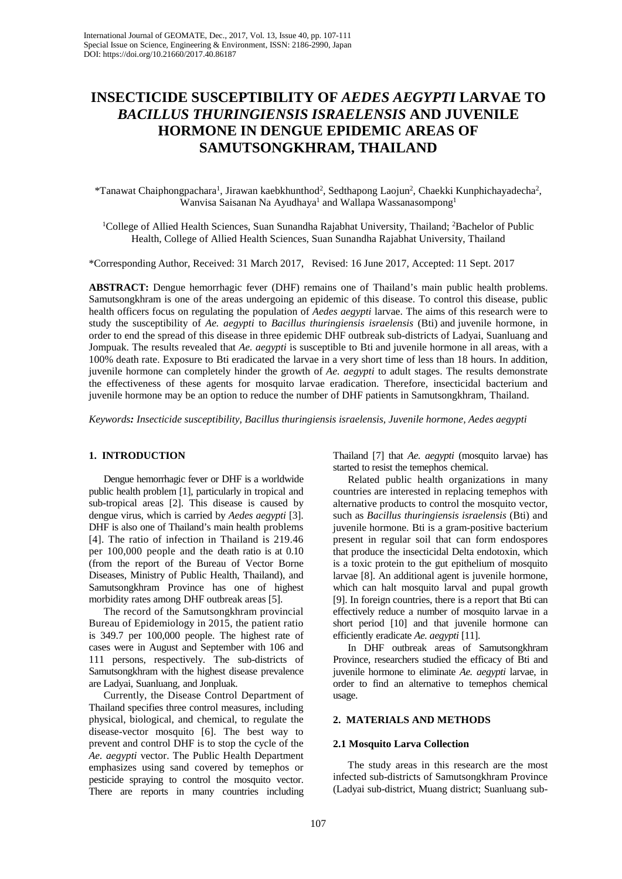# INSECTICIDE SUSCEPTIBILITY OF *AEDES AEGYPTI* LARVAE TO *BACILLUS THURINGIENSIS ISRAELENSIS* AND JUVENILE HORMONE IN DENGUE EPIDEMIC AREAS OF SAMUTSONGKHRAM, THAILAND

*Tanawat Chaiphongpachara[1], Jirawan kaebkhunthod[2], Sedthapong Laojun[2], Chaekki Kunphichayadecha[2], Wanvisa Saisanan Na Ayudhaya[1] and Wallapa Wassanasompong[1]

[1]College of Allied Health Sciences, Suan Sunandha Rajabhat University, Thailand; [2]Bachelor of Public Health, College of Allied Health Sciences, Suan Sunandha Rajabhat University, Thailand

*Corresponding Author, Received: 31 March 2017, Revised: 16 June 2017, Accepted: 11 Sept. 2017

**ABSTRACT:** Dengue hemorrhagic fever (DHF) remains one of Thailand's main public health problems. Samutsongkhram is one of the areas undergoing an epidemic of this disease. To control this disease, public health officers focus on regulating the population of *Aedes aegypti* larvae. The aims of this research were to study the susceptibility of *Ae. aegypti* to *Bacillus thuringiensis israelensis* (Bti) and juvenile hormone, in order to end the spread of this disease in three epidemic DHF outbreak sub-districts of Ladyai, Suanluang and Jompuak. The results revealed that *Ae. aegypti* is susceptible to Bti and juvenile hormone in all areas, with a 100% death rate. Exposure to Bti eradicated the larvae in a very short time of less than 18 hours. In addition, juvenile hormone can completely hinder the growth of *Ae. aegypti* to adult stages. The results demonstrate the effectiveness of these agents for mosquito larvae eradication. Therefore, insecticidal bacterium and juvenile hormone may be an option to reduce the number of DHF patients in Samutsongkhram, Thailand.

***Keywords:*** *Insecticide susceptibility, Bacillus thuringiensis israelensis, Juvenile hormone, Aedes aegypti*

## 1. INTRODUCTION

Dengue hemorrhagic fever or DHF is a worldwide public health problem [1], particularly in tropical and sub-tropical areas [2]. This disease is caused by dengue virus, which is carried by *Aedes aegypti* [3]. DHF is also one of Thailand's main health problems [4]. The ratio of infection in Thailand is 219.46 per 100,000 people and the death ratio is at 0.10 (from the report of the Bureau of Vector Borne Diseases, Ministry of Public Health, Thailand), and Samutsongkhram Province has one of highest morbidity rates among DHF outbreak areas [5].

The record of the Samutsongkhram provincial Bureau of Epidemiology in 2015, the patient ratio is 349.7 per 100,000 people. The highest rate of cases were in August and September with 106 and 111 persons, respectively. The sub-districts of Samutsongkhram with the highest disease prevalence are Ladyai, Suanluang, and Jonpluak.

Currently, the Disease Control Department of Thailand specifies three control measures, including physical, biological, and chemical, to regulate the disease-vector mosquito [6]. The best way to prevent and control DHF is to stop the cycle of the *Ae. aegypti* vector. The Public Health Department emphasizes using sand covered by temephos or pesticide spraying to control the mosquito vector. There are reports in many countries including Thailand [7] that *Ae. aegypti* (mosquito larvae) has started to resist the temephos chemical.

Related public health organizations in many countries are interested in replacing temephos with alternative products to control the mosquito vector, such as *Bacillus thuringiensis israelensis* (Bti) and juvenile hormone. Bti is a gram-positive bacterium present in regular soil that can form endospores that produce the insecticidal Delta endotoxin, which is a toxic protein to the gut epithelium of mosquito larvae [8]. An additional agent is juvenile hormone, which can halt mosquito larval and pupal growth [9]. In foreign countries, there is a report that Bti can effectively reduce a number of mosquito larvae in a short period [10] and that juvenile hormone can efficiently eradicate *Ae. aegypti* [11].

In DHF outbreak areas of Samutsongkhram Province, researchers studied the efficacy of Bti and juvenile hormone to eliminate *Ae. aegypti* larvae, in order to find an alternative to temephos chemical usage.

## 2. MATERIALS AND METHODS

### 2.1 Mosquito Larva Collection

The study areas in this research are the most infected sub-districts of Samutsongkhram Province (Ladyai sub-district, Muang district; Suanluang sub-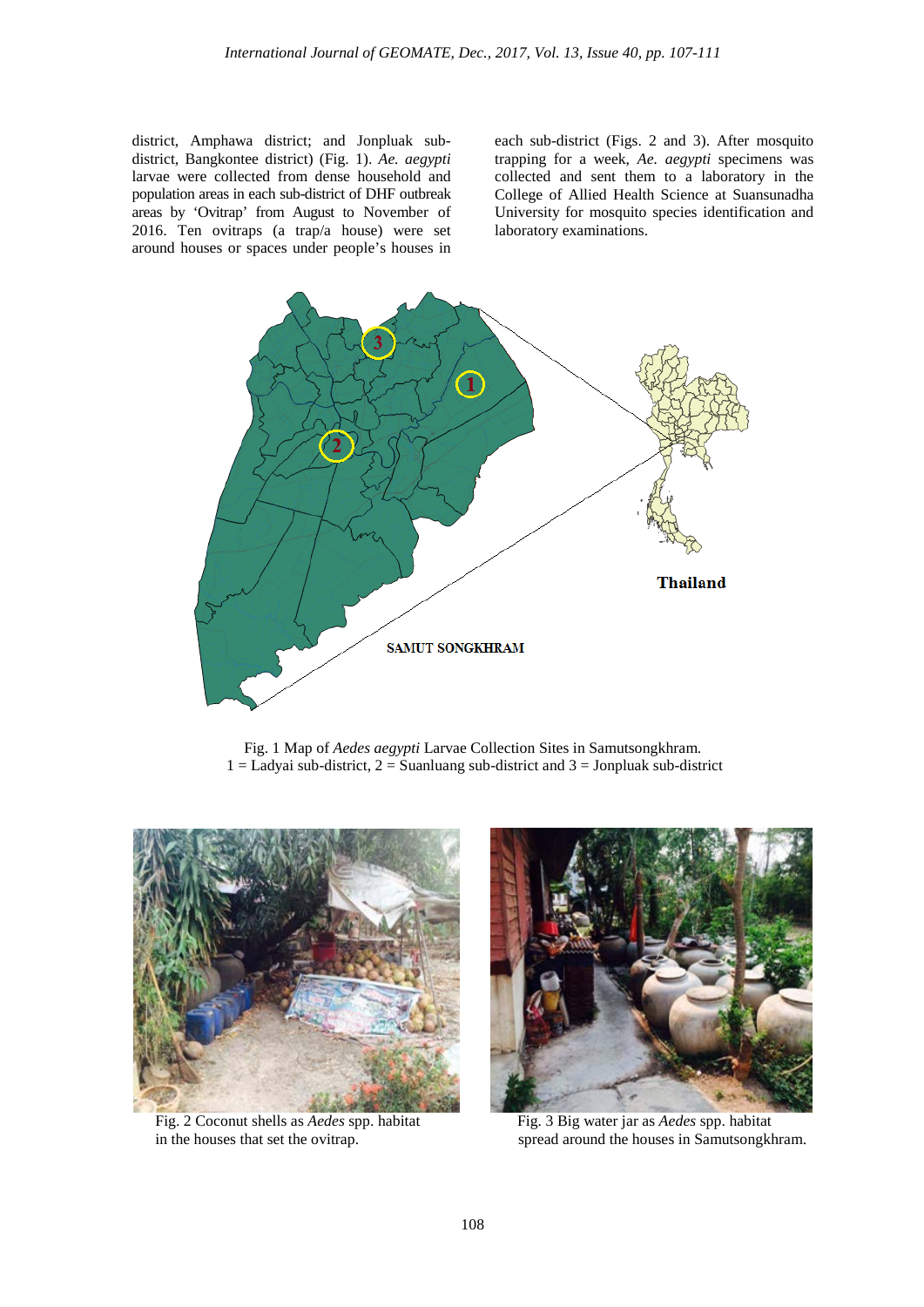district, Amphawa district; and Jonpluak sub-district, Bangkontee district) (Fig. 1). *Ae. aegypti* larvae were collected from dense household and population areas in each sub-district of DHF outbreak areas by 'Ovitrap' from August to November of 2016. Ten ovitraps (a trap/a house) were set around houses or spaces under people's houses in each sub-district (Figs. 2 and 3). After mosquito trapping for a week, *Ae. aegypti* specimens was collected and sent them to a laboratory in the College of Allied Health Science at Suansunadha University for mosquito species identification and laboratory examinations.

Fig. 1 Map of *Aedes aegypti* Larvae Collection Sites in Samutsongkhram.
1 = Ladyai sub-district, 2 = Suanluang sub-district and 3 = Jonpluak sub-district

Fig. 2 Coconut shells as *Aedes* spp. habitat in the houses that set the ovitrap.

Fig. 3 Big water jar as *Aedes* spp. habitat spread around the houses in Samutsongkhram.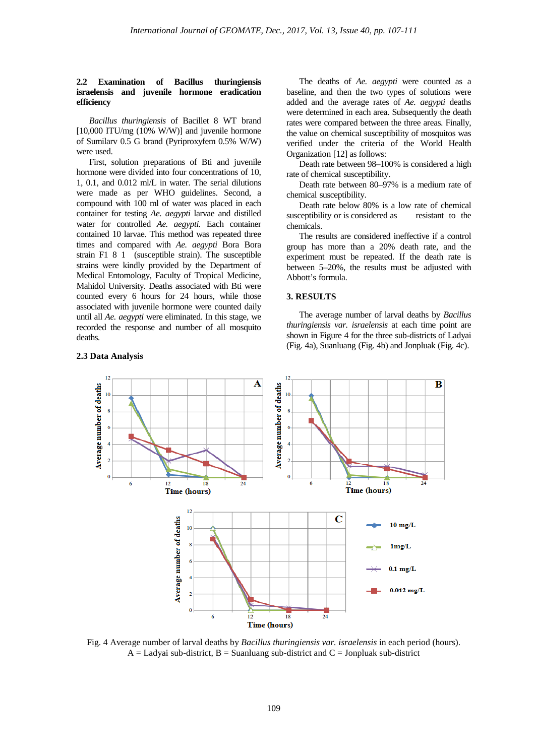### 2.2 Examination of *Bacillus thuringiensis israelensis* and juvenile hormone eradication efficiency

*Bacillus thuringiensis* of Bacillet 8 WT brand [10,000 ITU/mg (10% W/W)] and juvenile hormone of Sumilarv 0.5 G brand (Pyriproxyfem 0.5% W/W) were used.

First, solution preparations of Bti and juvenile hormone were divided into four concentrations of 10, 1, 0.1, and 0.012 ml/L in water. The serial dilutions were made as per WHO guidelines. Second, a compound with 100 ml of water was placed in each container for testing *Ae. aegypti* larvae and distilled water for controlled *Ae. aegypti.* Each container contained 10 larvae. This method was repeated three times and compared with *Ae. aegypti* Bora Bora strain F1 8 1 (susceptible strain). The susceptible strains were kindly provided by the Department of Medical Entomology, Faculty of Tropical Medicine, Mahidol University. Deaths associated with Bti were counted every 6 hours for 24 hours, while those associated with juvenile hormone were counted daily until all *Ae. aegypti* were eliminated. In this stage, we recorded the response and number of all mosquito deaths.

### 2.3 Data Analysis

The deaths of *Ae. aegypti* were counted as a baseline, and then the two types of solutions were added and the average rates of *Ae. aegypti* deaths were determined in each area. Subsequently the death rates were compared between the three areas. Finally, the value on chemical susceptibility of mosquitos was verified under the criteria of the World Health Organization [12] as follows:

Death rate between 98–100% is considered a high rate of chemical susceptibility.

Death rate between 80–97% is a medium rate of chemical susceptibility.

Death rate below 80% is a low rate of chemical susceptibility or is considered as resistant to the chemicals.

The results are considered ineffective if a control group has more than a 20% death rate, and the experiment must be repeated. If the death rate is between 5–20%, the results must be adjusted with Abbott's formula.

## 3. RESULTS

The average number of larval deaths by *Bacillus thuringiensis var. israelensis* at each time point are shown in Figure 4 for the three sub-districts of Ladyai (Fig. 4a), Suanluang (Fig. 4b) and Jonpluak (Fig. 4c).

Fig. 4 Average number of larval deaths by *Bacillus thuringiensis var. israelensis* in each period (hours). A = Ladyai sub-district, B = Suanluang sub-district and C = Jonpluak sub-district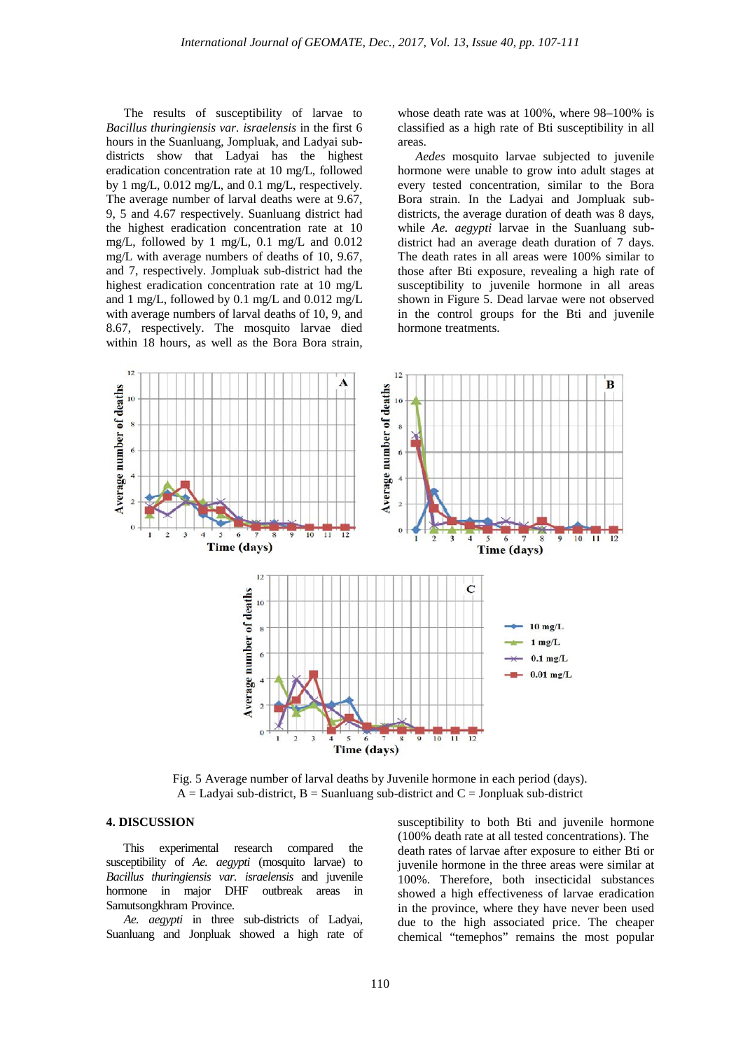The results of susceptibility of larvae to *Bacillus thuringiensis var. israelensis* in the first 6 hours in the Suanluang, Jompluak, and Ladyai sub-districts show that Ladyai has the highest eradication concentration rate at 10 mg/L, followed by 1 mg/L, 0.012 mg/L, and 0.1 mg/L, respectively. The average number of larval deaths were at 9.67, 9, 5 and 4.67 respectively. Suanluang district had the highest eradication concentration rate at 10 mg/L, followed by 1 mg/L, 0.1 mg/L and 0.012 mg/L with average numbers of deaths of 10, 9.67, and 7, respectively. Jompluak sub-district had the highest eradication concentration rate at 10 mg/L and 1 mg/L, followed by 0.1 mg/L and 0.012 mg/L with average numbers of larval deaths of 10, 9, and 8.67, respectively. The mosquito larvae died within 18 hours, as well as the Bora Bora strain, whose death rate was at 100%, where 98–100% is classified as a high rate of Bti susceptibility in all areas.

*Aedes* mosquito larvae subjected to juvenile hormone were unable to grow into adult stages at every tested concentration, similar to the Bora Bora strain. In the Ladyai and Jompluak sub-districts, the average duration of death was 8 days, while *Ae. aegypti* larvae in the Suanluang sub-district had an average death duration of 7 days. The death rates in all areas were 100% similar to those after Bti exposure, revealing a high rate of susceptibility to juvenile hormone in all areas shown in Figure 5. Dead larvae were not observed in the control groups for the Bti and juvenile hormone treatments.

Fig. 5 Average number of larval deaths by Juvenile hormone in each period (days).
A = Ladyai sub-district, B = Suanluang sub-district and C = Jonpluak sub-district

## 4. DISCUSSION

This experimental research compared the susceptibility of *Ae. aegypti* (mosquito larvae) to *Bacillus thuringiensis var. israelensis* and juvenile hormone in major DHF outbreak areas in Samutsongkhram Province.

*Ae. aegypti* in three sub-districts of Ladyai, Suanluang and Jonpluak showed a high rate of susceptibility to both Bti and juvenile hormone (100% death rate at all tested concentrations). The death rates of larvae after exposure to either Bti or juvenile hormone in the three areas were similar at 100%. Therefore, both insecticidal substances showed a high effectiveness of larvae eradication in the province, where they have never been used due to the high associated price. The cheaper chemical “temephos” remains the most popular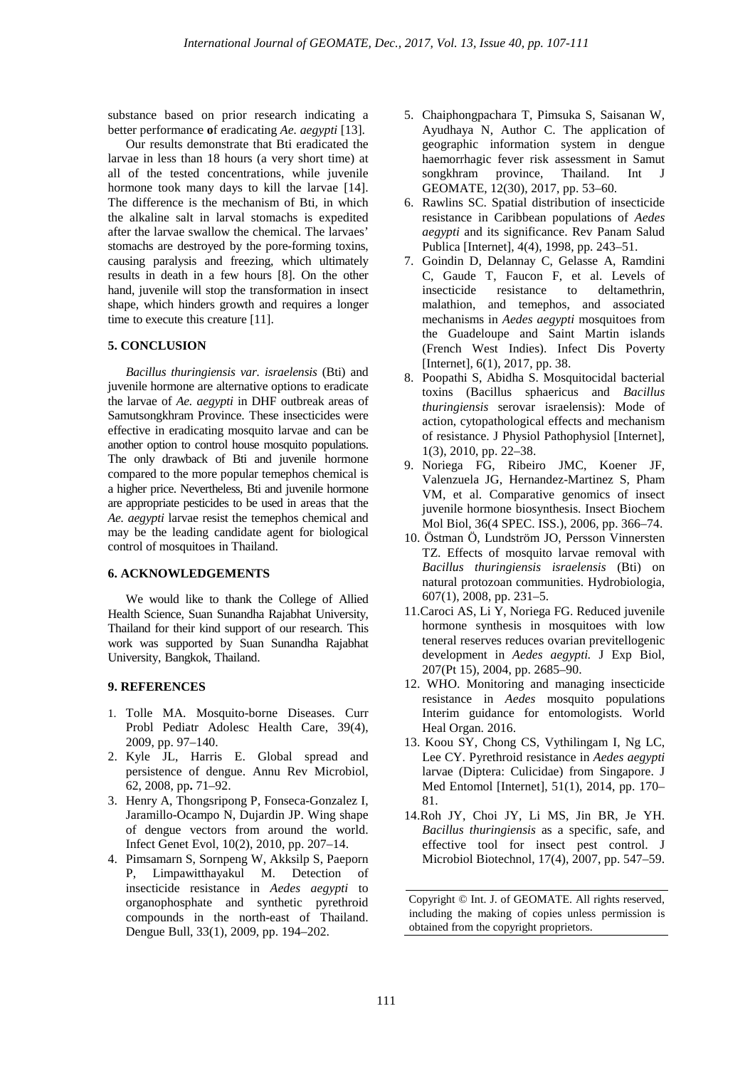substance based on prior research indicating a better performance **o**f eradicating *Ae. aegypti* [13].

Our results demonstrate that Bti eradicated the larvae in less than 18 hours (a very short time) at all of the tested concentrations, while juvenile hormone took many days to kill the larvae [14]. The difference is the mechanism of Bti, in which the alkaline salt in larval stomachs is expedited after the larvae swallow the chemical. The larvaes' stomachs are destroyed by the pore-forming toxins, causing paralysis and freezing, which ultimately results in death in a few hours [8]. On the other hand, juvenile will stop the transformation in insect shape, which hinders growth and requires a longer time to execute this creature [11].

## 5. CONCLUSION

*Bacillus thuringiensis var. israelensis* (Bti) and juvenile hormone are alternative options to eradicate the larvae of *Ae. aegypti* in DHF outbreak areas of Samutsongkhram Province. These insecticides were effective in eradicating mosquito larvae and can be another option to control house mosquito populations. The only drawback of Bti and juvenile hormone compared to the more popular temephos chemical is a higher price. Nevertheless, Bti and juvenile hormone are appropriate pesticides to be used in areas that the *Ae. aegypti* larvae resist the temephos chemical and may be the leading candidate agent for biological control of mosquitoes in Thailand.

## 6. ACKNOWLEDGEMENTS

We would like to thank the College of Allied Health Science, Suan Sunandha Rajabhat University, Thailand for their kind support of our research. This work was supported by Suan Sunandha Rajabhat University, Bangkok, Thailand.

## 9. REFERENCES

1. Tolle MA. Mosquito-borne Diseases. Curr Probl Pediatr Adolesc Health Care, 39(4), 2009, pp. 97–140.
2. Kyle JL, Harris E. Global spread and persistence of dengue. Annu Rev Microbiol, 62, 2008, pp**.** 71–92.
3. Henry A, Thongsripong P, Fonseca-Gonzalez I, Jaramillo-Ocampo N, Dujardin JP. Wing shape of dengue vectors from around the world. Infect Genet Evol, 10(2), 2010, pp. 207–14.
4. Pimsamarn S, Sornpeng W, Akksilp S, Paeporn P, Limpawitthayakul M. Detection of insecticide resistance in *Aedes aegypti* to organophosphate and synthetic pyrethroid compounds in the north-east of Thailand. Dengue Bull, 33(1), 2009, pp. 194–202.
5. Chaiphongpachara T, Pimsuka S, Saisanan W, Ayudhaya N, Author C. The application of geographic information system in dengue haemorrhagic fever risk assessment in Samut songkhram province, Thailand. Int J GEOMATE, 12(30), 2017, pp. 53–60.
6. Rawlins SC. Spatial distribution of insecticide resistance in Caribbean populations of *Aedes aegypti* and its significance. Rev Panam Salud Publica [Internet], 4(4), 1998, pp. 243–51.
7. Goindin D, Delannay C, Gelasse A, Ramdini C, Gaude T, Faucon F, et al. Levels of insecticide resistance to deltamethrin, malathion, and temephos, and associated mechanisms in *Aedes aegypti* mosquitoes from the Guadeloupe and Saint Martin islands (French West Indies). Infect Dis Poverty [Internet], 6(1), 2017, pp. 38.
8. Poopathi S, Abidha S. Mosquitocidal bacterial toxins (Bacillus sphaericus and *Bacillus thuringiensis* serovar israelensis): Mode of action, cytopathological effects and mechanism of resistance. J Physiol Pathophysiol [Internet], 1(3), 2010, pp. 22–38.
9. Noriega FG, Ribeiro JMC, Koener JF, Valenzuela JG, Hernandez-Martinez S, Pham VM, et al. Comparative genomics of insect juvenile hormone biosynthesis. Insect Biochem Mol Biol, 36(4 SPEC. ISS.), 2006, pp. 366–74.
10. Östman Ö, Lundström JO, Persson Vinnersten TZ. Effects of mosquito larvae removal with *Bacillus thuringiensis israelensis* (Bti) on natural protozoan communities. Hydrobiologia, 607(1), 2008, pp. 231–5.
11. Caroci AS, Li Y, Noriega FG. Reduced juvenile hormone synthesis in mosquitoes with low teneral reserves reduces ovarian previtellogenic development in *Aedes aegypti*. J Exp Biol, 207(Pt 15), 2004, pp. 2685–90.
12. WHO. Monitoring and managing insecticide resistance in *Aedes* mosquito populations Interim guidance for entomologists. World Heal Organ. 2016.
13. Koou SY, Chong CS, Vythilingam I, Ng LC, Lee CY. Pyrethroid resistance in *Aedes aegypti* larvae (Diptera: Culicidae) from Singapore. J Med Entomol [Internet], 51(1), 2014, pp. 170–81.
14. Roh JY, Choi JY, Li MS, Jin BR, Je YH. *Bacillus thuringiensis* as a specific, safe, and effective tool for insect pest control. J Microbiol Biotechnol, 17(4), 2007, pp. 547–59.

Copyright © Int. J. of GEOMATE. All rights reserved, including the making of copies unless permission is obtained from the copyright proprietors.